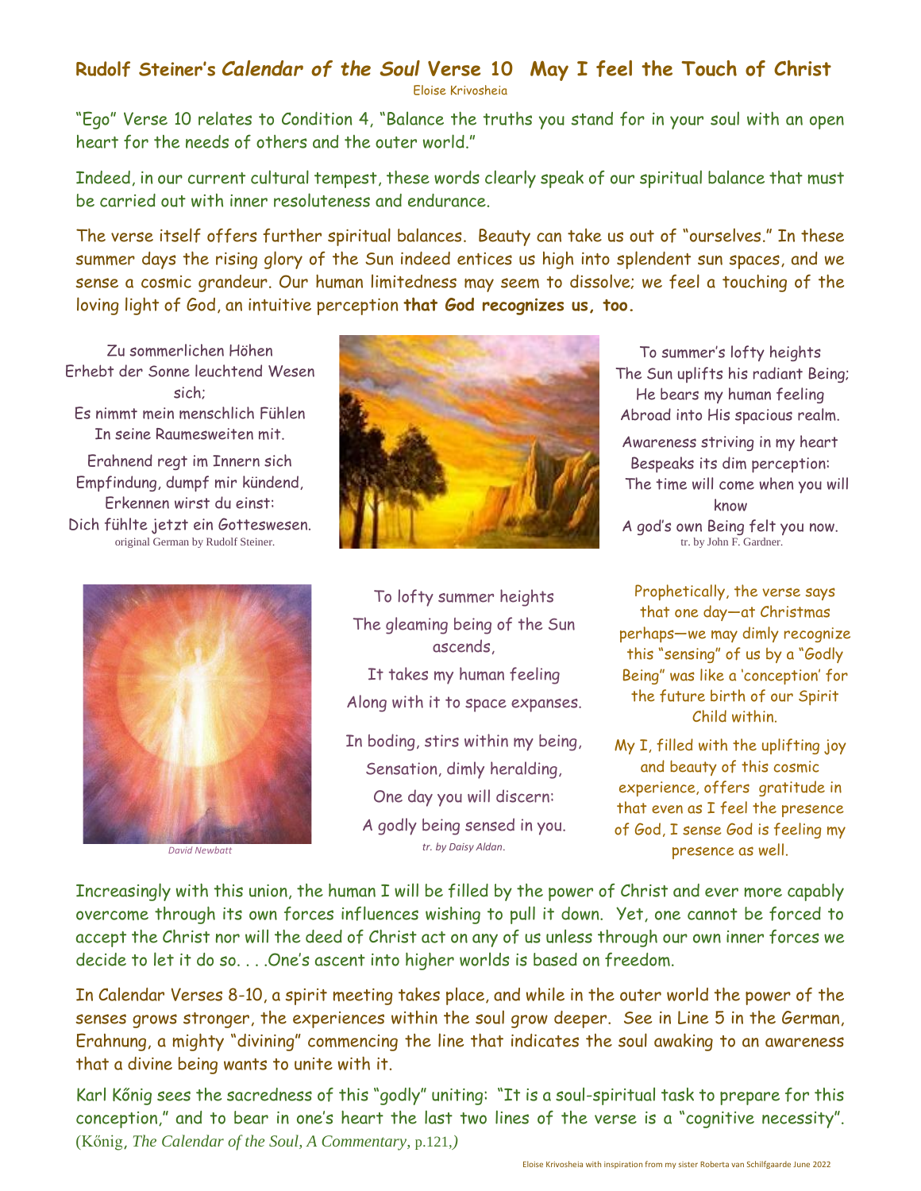# Rudolf Steiner's *Calendar of the Soul* Verse 10 May I feel the Touch of Christ

Eloise Krivosheia

"Ego" Verse 10 relates to Condition 4, "Balance the truths you stand for in your soul with an open heart for the needs of others and the outer world."

Indeed, in our current cultural tempest, these words clearly speak of our spiritual balance that must be carried out with inner resoluteness and endurance.

The verse itself offers further spiritual balances. Beauty can take us out of "ourselves." In these summer days the rising glory of the Sun indeed entices us high into splendent sun spaces, and we sense a cosmic grandeur. Our human limitedness may seem to dissolve; we feel a touching of the loving light of God, an intuitive perception **that God recognizes us, too.**

Zu sommerlichen Höhen
Erhebt der Sonne leuchtend Wesen sich;
Es nimmt mein menschlich Fühlen
In seine Raumesweiten mit.
Erahnend regt im Innern sich
Empfindung, dumpf mir kündend,
Erkennen wirst du einst:
Dich fühlte jetzt ein Gotteswesen.

original German by Rudolf Steiner.

To summer's lofty heights
The Sun uplifts his radiant Being;
He bears my human feeling
Abroad into His spacious realm.
Awareness striving in my heart
Bespeaks its dim perception:
The time will come when you will know
A god's own Being felt you now.

tr. by John F. Gardner.

David Newbatt

To lofty summer heights
The gleaming being of the Sun ascends,
It takes my human feeling
Along with it to space expanses.
In boding, stirs within my being,
Sensation, dimly heralding,
One day you will discern:
A godly being sensed in you.

*tr. by Daisy Aldan.*

Prophetically, the verse says that one day—at Christmas perhaps—we may dimly recognize this "sensing" of us by a "Godly Being" was like a 'conception' for the future birth of our Spirit Child within.

My I, filled with the uplifting joy and beauty of this cosmic experience, offers gratitude in that even as I feel the presence of God, I sense God is feeling my presence as well.

Increasingly with this union, the human I will be filled by the power of Christ and ever more capably overcome through its own forces influences wishing to pull it down. Yet, one cannot be forced to accept the Christ nor will the deed of Christ act on any of us unless through our own inner forces we decide to let it do so. . . .One's ascent into higher worlds is based on freedom.

In Calendar Verses 8-10, a spirit meeting takes place, and while in the outer world the power of the senses grows stronger, the experiences within the soul grow deeper. See in Line 5 in the German, Erahnung, a mighty "divining" commencing the line that indicates the soul awaking to an awareness that a divine being wants to unite with it.

Karl Kőnig sees the sacredness of this "godly" uniting: "It is a soul-spiritual task to prepare for this conception," and to bear in one's heart the last two lines of the verse is a "cognitive necessity". (Kőnig, *The Calendar of the Soul, A Commentary*, p.121,)

Eloise Krivosheia with inspiration from my sister Roberta van Schilfgaarde June 2022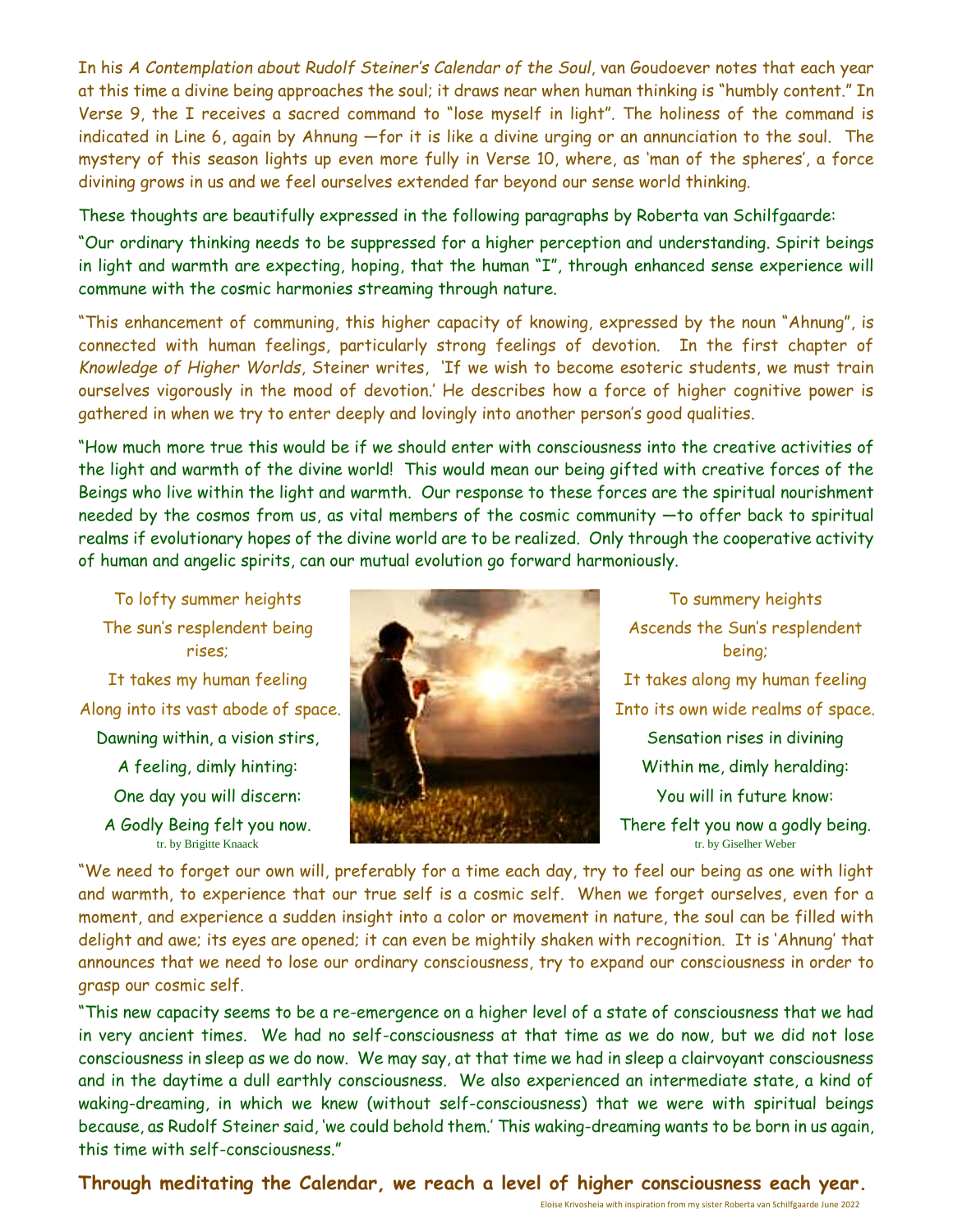In his *A Contemplation about Rudolf Steiner's Calendar of the Soul*, van Goudoever notes that each year at this time a divine being approaches the soul; it draws near when human thinking is "humbly content." In Verse 9, the I receives a sacred command to "lose myself in light". The holiness of the command is indicated in Line 6, again by Ahnung —for it is like a divine urging or an annunciation to the soul. The mystery of this season lights up even more fully in Verse 10, where, as 'man of the spheres', a force divining grows in us and we feel ourselves extended far beyond our sense world thinking.

These thoughts are beautifully expressed in the following paragraphs by Roberta van Schilfgaarde:

"Our ordinary thinking needs to be suppressed for a higher perception and understanding. Spirit beings in light and warmth are expecting, hoping, that the human "I", through enhanced sense experience will commune with the cosmic harmonies streaming through nature.

"This enhancement of communing, this higher capacity of knowing, expressed by the noun "Ahnung", is connected with human feelings, particularly strong feelings of devotion. In the first chapter of *Knowledge of Higher Worlds*, Steiner writes, 'If we wish to become esoteric students, we must train ourselves vigorously in the mood of devotion.' He describes how a force of higher cognitive power is gathered in when we try to enter deeply and lovingly into another person's good qualities.

"How much more true this would be if we should enter with consciousness into the creative activities of the light and warmth of the divine world! This would mean our being gifted with creative forces of the Beings who live within the light and warmth. Our response to these forces are the spiritual nourishment needed by the cosmos from us, as vital members of the cosmic community —to offer back to spiritual realms if evolutionary hopes of the divine world are to be realized. Only through the cooperative activity of human and angelic spirits, can our mutual evolution go forward harmoniously.

To lofty summer heights  
The sun's resplendent being rises;  
It takes my human feeling  
Along into its vast abode of space.  
Dawning within, a vision stirs,  
A feeling, dimly hinting:  
One day you will discern:  
A Godly Being felt you now.  
tr. by Brigitte Knaack

To summery heights  
Ascends the Sun's resplendent being;  
It takes along my human feeling  
Into its own wide realms of space.  
Sensation rises in divining  
Within me, dimly heralding:  
You will in future know:  
There felt you now a godly being.  
tr. by Giselher Weber

"We need to forget our own will, preferably for a time each day, try to feel our being as one with light and warmth, to experience that our true self is a cosmic self. When we forget ourselves, even for a moment, and experience a sudden insight into a color or movement in nature, the soul can be filled with delight and awe; its eyes are opened; it can even be mightily shaken with recognition. It is 'Ahnung' that announces that we need to lose our ordinary consciousness, try to expand our consciousness in order to grasp our cosmic self.

"This new capacity seems to be a re-emergence on a higher level of a state of consciousness that we had in very ancient times. We had no self-consciousness at that time as we do now, but we did not lose consciousness in sleep as we do now. We may say, at that time we had in sleep a clairvoyant consciousness and in the daytime a dull earthly consciousness. We also experienced an intermediate state, a kind of waking-dreaming, in which we knew (without self-consciousness) that we were with spiritual beings because, as Rudolf Steiner said, 'we could behold them.' This waking-dreaming wants to be born in us again, this time with self-consciousness."

**Through meditating the Calendar, we reach a level of higher consciousness each year.**

Eloise Krivosheia with inspiration from my sister Roberta van Schilfgaarde June 2022